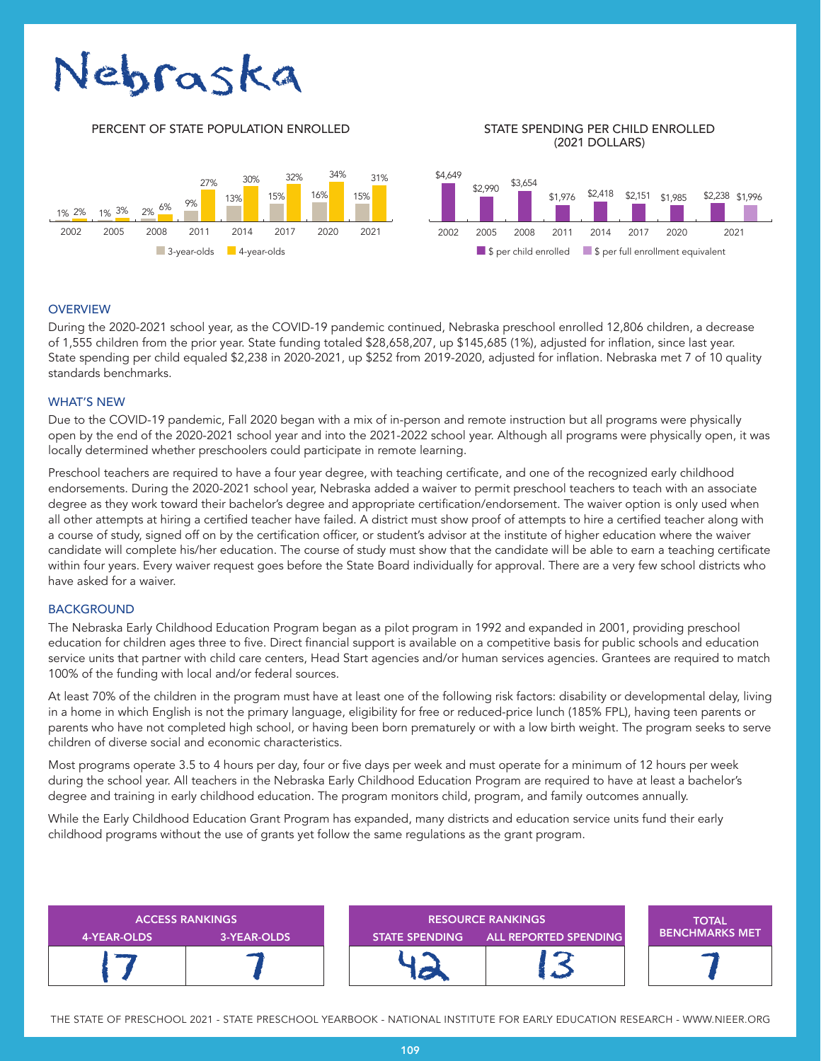# Nebraska

## PERCENT OF STATE POPULATION ENROLLED

| Year | 3-year-olds | 4-year-olds |
|---|---|---|
| 2002 | 1% | 2% |
| 2005 | 1% | 3% |
| 2008 | 2% | 6% |
| 2011 | 9% | 27% |
| 2014 | 13% | 30% |
| 2017 | 15% | 32% |
| 2020 | 16% | 34% |
| 2021 | 15% | 31% |

## STATE SPENDING PER CHILD ENROLLED (2021 DOLLARS)

| Year | $ per child enrolled | $ per full enrollment equivalent |
|---|---|---|
| 2002 | $4,649 | |
| 2005 | $2,990 | |
| 2008 | $3,654 | |
| 2011 | $1,976 | |
| 2014 | $2,418 | |
| 2017 | $2,151 | |
| 2020 | $1,985 | |
| 2021 | $2,238 | $1,996 |

## OVERVIEW

During the 2020-2021 school year, as the COVID-19 pandemic continued, Nebraska preschool enrolled 12,806 children, a decrease of 1,555 children from the prior year. State funding totaled $28,658,207, up $145,685 (1%), adjusted for inflation, since last year. State spending per child equaled $2,238 in 2020-2021, up $252 from 2019-2020, adjusted for inflation. Nebraska met 7 of 10 quality standards benchmarks.

## WHAT'S NEW

Due to the COVID-19 pandemic, Fall 2020 began with a mix of in-person and remote instruction but all programs were physically open by the end of the 2020-2021 school year and into the 2021-2022 school year. Although all programs were physically open, it was locally determined whether preschoolers could participate in remote learning.

Preschool teachers are required to have a four year degree, with teaching certificate, and one of the recognized early childhood endorsements. During the 2020-2021 school year, Nebraska added a waiver to permit preschool teachers to teach with an associate degree as they work toward their bachelor's degree and appropriate certification/endorsement. The waiver option is only used when all other attempts at hiring a certified teacher have failed. A district must show proof of attempts to hire a certified teacher along with a course of study, signed off on by the certification officer, or student's advisor at the institute of higher education where the waiver candidate will complete his/her education. The course of study must show that the candidate will be able to earn a teaching certificate within four years. Every waiver request goes before the State Board individually for approval. There are a very few school districts who have asked for a waiver.

## BACKGROUND

The Nebraska Early Childhood Education Program began as a pilot program in 1992 and expanded in 2001, providing preschool education for children ages three to five. Direct financial support is available on a competitive basis for public schools and education service units that partner with child care centers, Head Start agencies and/or human services agencies. Grantees are required to match 100% of the funding with local and/or federal sources.

At least 70% of the children in the program must have at least one of the following risk factors: disability or developmental delay, living in a home in which English is not the primary language, eligibility for free or reduced-price lunch (185% FPL), having teen parents or parents who have not completed high school, or having been born prematurely or with a low birth weight. The program seeks to serve children of diverse social and economic characteristics.

Most programs operate 3.5 to 4 hours per day, four or five days per week and must operate for a minimum of 12 hours per week during the school year. All teachers in the Nebraska Early Childhood Education Program are required to have at least a bachelor's degree and training in early childhood education. The program monitors child, program, and family outcomes annually.

While the Early Childhood Education Grant Program has expanded, many districts and education service units fund their early childhood programs without the use of grants yet follow the same regulations as the grant program.

| ACCESS RANKINGS | | RESOURCE RANKINGS | | TOTAL BENCHMARKS MET |
|---|---|---|---|---|
| 4-YEAR-OLDS | 3-YEAR-OLDS | STATE SPENDING | ALL REPORTED SPENDING | |
| 17 | 7 | 42 | 13 | 7 |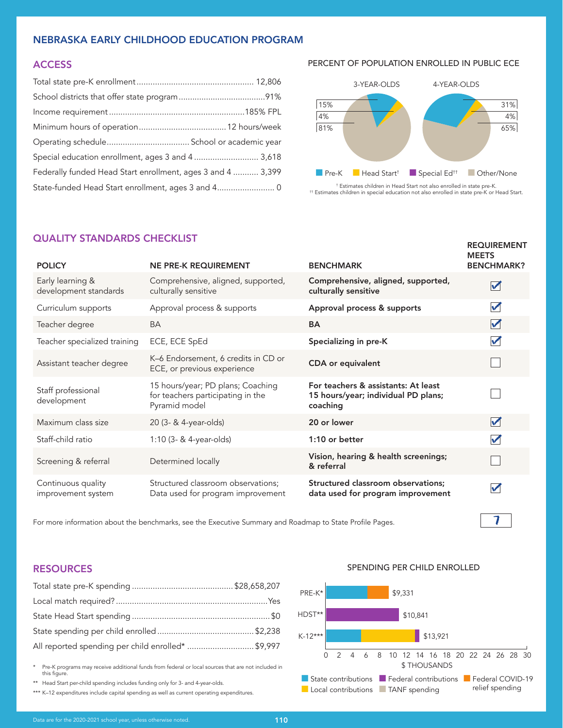# NEBRASKA EARLY CHILDHOOD EDUCATION PROGRAM

## ACCESS

Total state pre-K enrollment .................................................. 12,806

School districts that offer state program .....................................91%

Income requirement ..........................................................185% FPL

Minimum hours of operation ..................................... 12 hours/week

Operating schedule ................................... School or academic year

Special education enrollment, ages 3 and 4 ............................ 3,618

Federally funded Head Start enrollment, ages 3 and 4 ........... 3,399

State-funded Head Start enrollment, ages 3 and 4......................... 0

PERCENT OF POPULATION ENROLLED IN PUBLIC ECE

3-YEAR-OLDS

15%
4%
81%

4-YEAR-OLDS

31%
4%
65%

Pre-K   Head Start†   Special Ed††   Other/None

† Estimates children in Head Start not also enrolled in state pre-K.
†† Estimates children in special education not also enrolled in state pre-K or Head Start.

## QUALITY STANDARDS CHECKLIST

| POLICY | NE PRE-K REQUIREMENT | BENCHMARK | REQUIREMENT MEETS BENCHMARK? |
|---|---|---|---|
| Early learning & development standards | Comprehensive, aligned, supported, culturally sensitive | **Comprehensive, aligned, supported, culturally sensitive** | ☑ |
| Curriculum supports | Approval process & supports | **Approval process & supports** | ☑ |
| Teacher degree | BA | **BA** | ☑ |
| Teacher specialized training | ECE, ECE SpEd | **Specializing in pre-K** | ☑ |
| Assistant teacher degree | K–6 Endorsement, 6 credits in CD or ECE, or previous experience | **CDA or equivalent** | ☐ |
| Staff professional development | 15 hours/year; PD plans; Coaching for teachers participating in the Pyramid model | **For teachers & assistants: At least 15 hours/year; individual PD plans; coaching** | ☐ |
| Maximum class size | 20 (3- & 4-year-olds) | **20 or lower** | ☑ |
| Staff-child ratio | 1:10 (3- & 4-year-olds) | **1:10 or better** | ☑ |
| Screening & referral | Determined locally | **Vision, hearing & health screenings; & referral** | ☐ |
| Continuous quality improvement system | Structured classroom observations; Data used for program improvement | **Structured classroom observations; data used for program improvement** | ☑ |

For more information about the benchmarks, see the Executive Summary and Roadmap to State Profile Pages.

**7**

## RESOURCES

Total state pre-K spending ........................................... $28,658,207

Local match required? ..................................................................Yes

State Head Start spending ............................................................$0

State spending per child enrolled .......................................... $2,238

All reported spending per child enrolled* ............................. $9,997

\* Pre-K programs may receive additional funds from federal or local sources that are not included in this figure.

** Head Start per-child spending includes funding only for 3- and 4-year-olds.

*** K–12 expenditures include capital spending as well as current operating expenditures.

SPENDING PER CHILD ENROLLED

PRE-K* $9,331

HDST** $10,841

K-12*** $13,921

0 2 4 6 8 10 12 14 16 18 20 22 24 26 28 30

$ THOUSANDS

State contributions   Federal contributions   Federal COVID-19 relief spending   Local contributions   TANF spending

Data are for the 2020-2021 school year, unless otherwise noted.